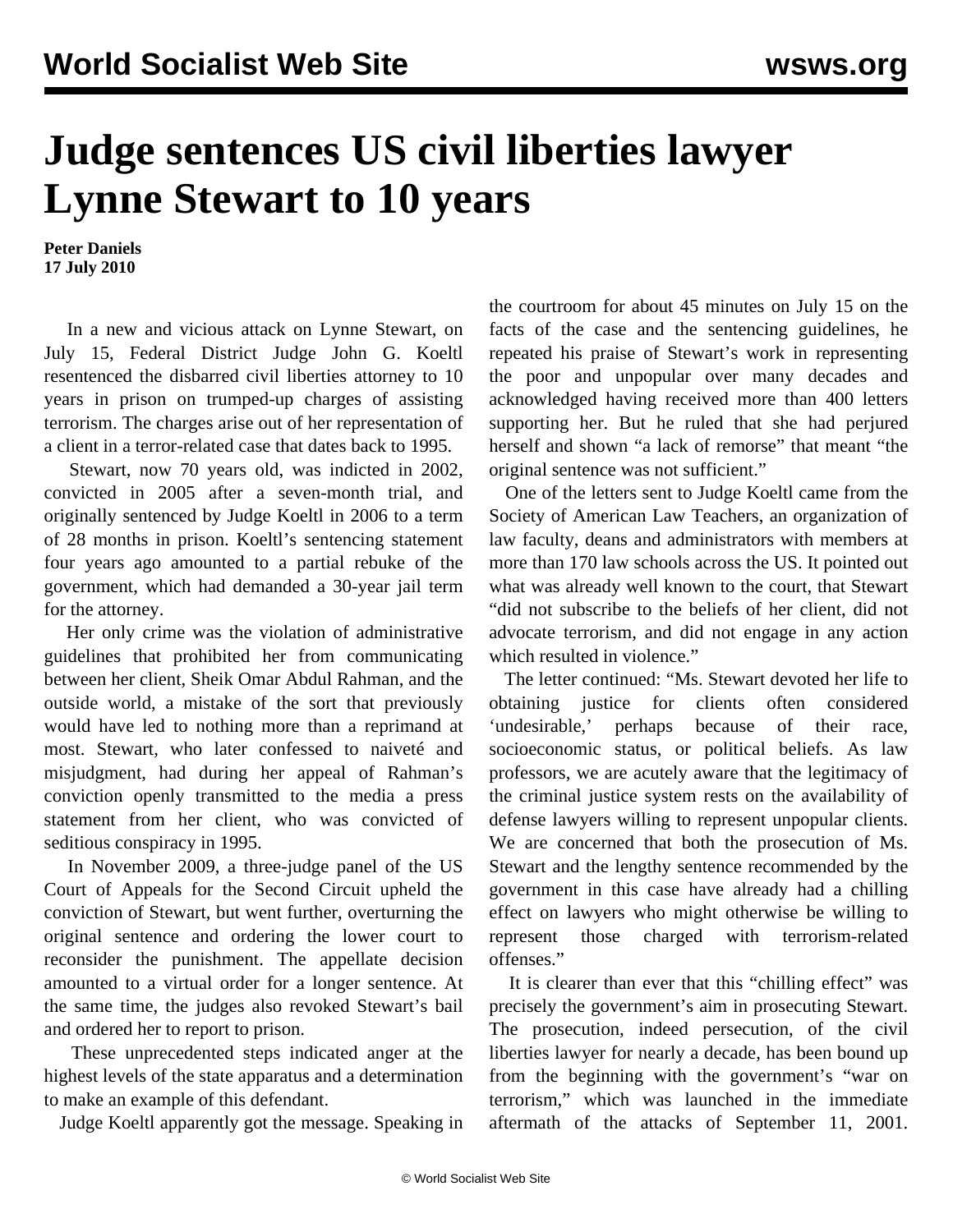# Judge sentences US civil liberties lawyer Lynne Stewart to 10 years

**Peter Daniels**
**17 July 2010**

In a new and vicious attack on Lynne Stewart, on July 15, Federal District Judge John G. Koeltl resentenced the disbarred civil liberties attorney to 10 years in prison on trumped-up charges of assisting terrorism. The charges arise out of her representation of a client in a terror-related case that dates back to 1995.

Stewart, now 70 years old, was indicted in 2002, convicted in 2005 after a seven-month trial, and originally sentenced by Judge Koeltl in 2006 to a term of 28 months in prison. Koeltl's sentencing statement four years ago amounted to a partial rebuke of the government, which had demanded a 30-year jail term for the attorney.

Her only crime was the violation of administrative guidelines that prohibited her from communicating between her client, Sheik Omar Abdul Rahman, and the outside world, a mistake of the sort that previously would have led to nothing more than a reprimand at most. Stewart, who later confessed to naiveté and misjudgment, had during her appeal of Rahman's conviction openly transmitted to the media a press statement from her client, who was convicted of seditious conspiracy in 1995.

In November 2009, a three-judge panel of the US Court of Appeals for the Second Circuit upheld the conviction of Stewart, but went further, overturning the original sentence and ordering the lower court to reconsider the punishment. The appellate decision amounted to a virtual order for a longer sentence. At the same time, the judges also revoked Stewart's bail and ordered her to report to prison.

These unprecedented steps indicated anger at the highest levels of the state apparatus and a determination to make an example of this defendant.

Judge Koeltl apparently got the message. Speaking in the courtroom for about 45 minutes on July 15 on the facts of the case and the sentencing guidelines, he repeated his praise of Stewart's work in representing the poor and unpopular over many decades and acknowledged having received more than 400 letters supporting her. But he ruled that she had perjured herself and shown "a lack of remorse" that meant "the original sentence was not sufficient."

One of the letters sent to Judge Koeltl came from the Society of American Law Teachers, an organization of law faculty, deans and administrators with members at more than 170 law schools across the US. It pointed out what was already well known to the court, that Stewart "did not subscribe to the beliefs of her client, did not advocate terrorism, and did not engage in any action which resulted in violence."

The letter continued: "Ms. Stewart devoted her life to obtaining justice for clients often considered 'undesirable,' perhaps because of their race, socioeconomic status, or political beliefs. As law professors, we are acutely aware that the legitimacy of the criminal justice system rests on the availability of defense lawyers willing to represent unpopular clients. We are concerned that both the prosecution of Ms. Stewart and the lengthy sentence recommended by the government in this case have already had a chilling effect on lawyers who might otherwise be willing to represent those charged with terrorism-related offenses."

It is clearer than ever that this "chilling effect" was precisely the government's aim in prosecuting Stewart. The prosecution, indeed persecution, of the civil liberties lawyer for nearly a decade, has been bound up from the beginning with the government's "war on terrorism," which was launched in the immediate aftermath of the attacks of September 11, 2001.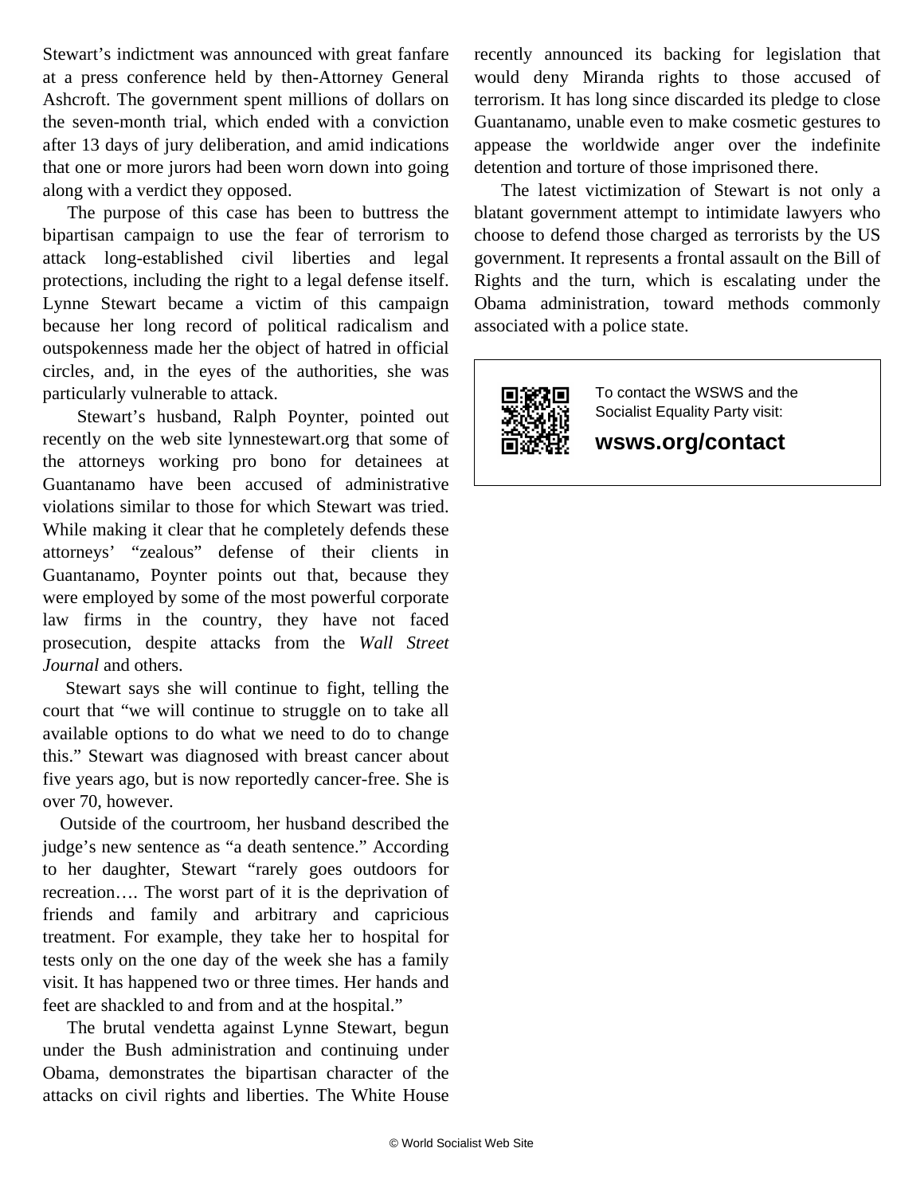Stewart's indictment was announced with great fanfare at a press conference held by then-Attorney General Ashcroft. The government spent millions of dollars on the seven-month trial, which ended with a conviction after 13 days of jury deliberation, and amid indications that one or more jurors had been worn down into going along with a verdict they opposed.

The purpose of this case has been to buttress the bipartisan campaign to use the fear of terrorism to attack long-established civil liberties and legal protections, including the right to a legal defense itself. Lynne Stewart became a victim of this campaign because her long record of political radicalism and outspokenness made her the object of hatred in official circles, and, in the eyes of the authorities, she was particularly vulnerable to attack.

Stewart's husband, Ralph Poynter, pointed out recently on the web site lynnestewart.org that some of the attorneys working pro bono for detainees at Guantanamo have been accused of administrative violations similar to those for which Stewart was tried. While making it clear that he completely defends these attorneys' "zealous" defense of their clients in Guantanamo, Poynter points out that, because they were employed by some of the most powerful corporate law firms in the country, they have not faced prosecution, despite attacks from the *Wall Street Journal* and others.

Stewart says she will continue to fight, telling the court that "we will continue to struggle on to take all available options to do what we need to do to change this." Stewart was diagnosed with breast cancer about five years ago, but is now reportedly cancer-free. She is over 70, however.

Outside of the courtroom, her husband described the judge's new sentence as "a death sentence." According to her daughter, Stewart "rarely goes outdoors for recreation…. The worst part of it is the deprivation of friends and family and arbitrary and capricious treatment. For example, they take her to hospital for tests only on the one day of the week she has a family visit. It has happened two or three times. Her hands and feet are shackled to and from and at the hospital."

The brutal vendetta against Lynne Stewart, begun under the Bush administration and continuing under Obama, demonstrates the bipartisan character of the attacks on civil rights and liberties. The White House recently announced its backing for legislation that would deny Miranda rights to those accused of terrorism. It has long since discarded its pledge to close Guantanamo, unable even to make cosmetic gestures to appease the worldwide anger over the indefinite detention and torture of those imprisoned there.

The latest victimization of Stewart is not only a blatant government attempt to intimidate lawyers who choose to defend those charged as terrorists by the US government. It represents a frontal assault on the Bill of Rights and the turn, which is escalating under the Obama administration, toward methods commonly associated with a police state.

To contact the WSWS and the Socialist Equality Party visit:

**wsws.org/contact**